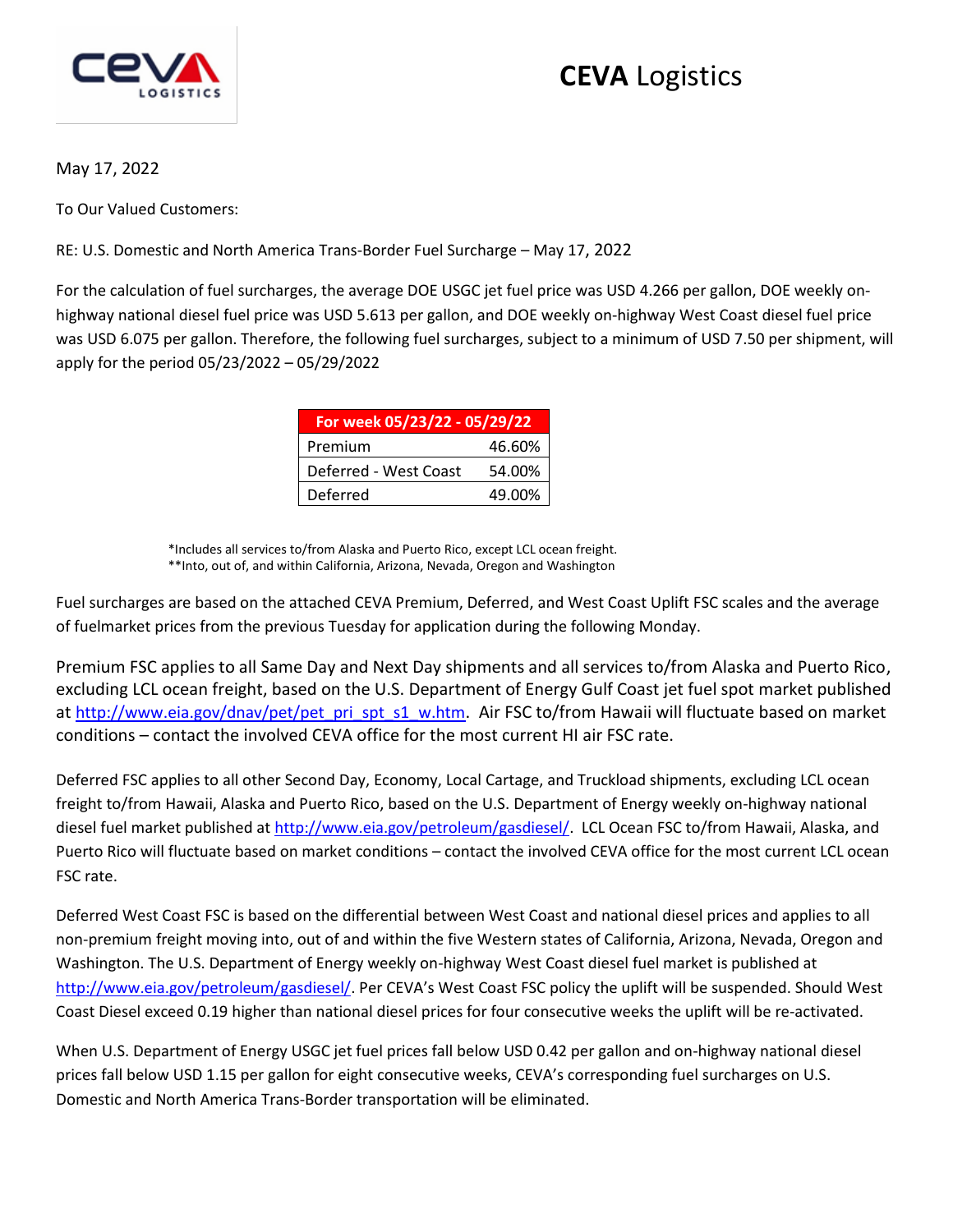# **CEVA** Logistics

May 17, 2022

To Our Valued Customers:

RE: U.S. Domestic and North America Trans-Border Fuel Surcharge – May 17, 2022

For the calculation of fuel surcharges, the average DOE USGC jet fuel price was USD 4.266 per gallon, DOE weekly on-highway national diesel fuel price was USD 5.613 per gallon, and DOE weekly on-highway West Coast diesel fuel price was USD 6.075 per gallon. Therefore, the following fuel surcharges, subject to a minimum of USD 7.50 per shipment, will apply for the period 05/23/2022 – 05/29/2022

| For week 05/23/22 - 05/29/22 | |
|---|---|
| Premium | 46.60% |
| Deferred - West Coast | 54.00% |
| Deferred | 49.00% |

*Includes all services to/from Alaska and Puerto Rico, except LCL ocean freight.
**Into, out of, and within California, Arizona, Nevada, Oregon and Washington

Fuel surcharges are based on the attached CEVA Premium, Deferred, and West Coast Uplift FSC scales and the average of fuelmarket prices from the previous Tuesday for application during the following Monday.

Premium FSC applies to all Same Day and Next Day shipments and all services to/from Alaska and Puerto Rico, excluding LCL ocean freight, based on the U.S. Department of Energy Gulf Coast jet fuel spot market published at http://www.eia.gov/dnav/pet/pet_pri_spt_s1_w.htm. Air FSC to/from Hawaii will fluctuate based on market conditions – contact the involved CEVA office for the most current HI air FSC rate.

Deferred FSC applies to all other Second Day, Economy, Local Cartage, and Truckload shipments, excluding LCL ocean freight to/from Hawaii, Alaska and Puerto Rico, based on the U.S. Department of Energy weekly on-highway national diesel fuel market published at http://www.eia.gov/petroleum/gasdiesel/. LCL Ocean FSC to/from Hawaii, Alaska, and Puerto Rico will fluctuate based on market conditions – contact the involved CEVA office for the most current LCL ocean FSC rate.

Deferred West Coast FSC is based on the differential between West Coast and national diesel prices and applies to all non-premium freight moving into, out of and within the five Western states of California, Arizona, Nevada, Oregon and Washington. The U.S. Department of Energy weekly on-highway West Coast diesel fuel market is published at http://www.eia.gov/petroleum/gasdiesel/. Per CEVA's West Coast FSC policy the uplift will be suspended. Should West Coast Diesel exceed 0.19 higher than national diesel prices for four consecutive weeks the uplift will be re-activated.

When U.S. Department of Energy USGC jet fuel prices fall below USD 0.42 per gallon and on-highway national diesel prices fall below USD 1.15 per gallon for eight consecutive weeks, CEVA's corresponding fuel surcharges on U.S. Domestic and North America Trans-Border transportation will be eliminated.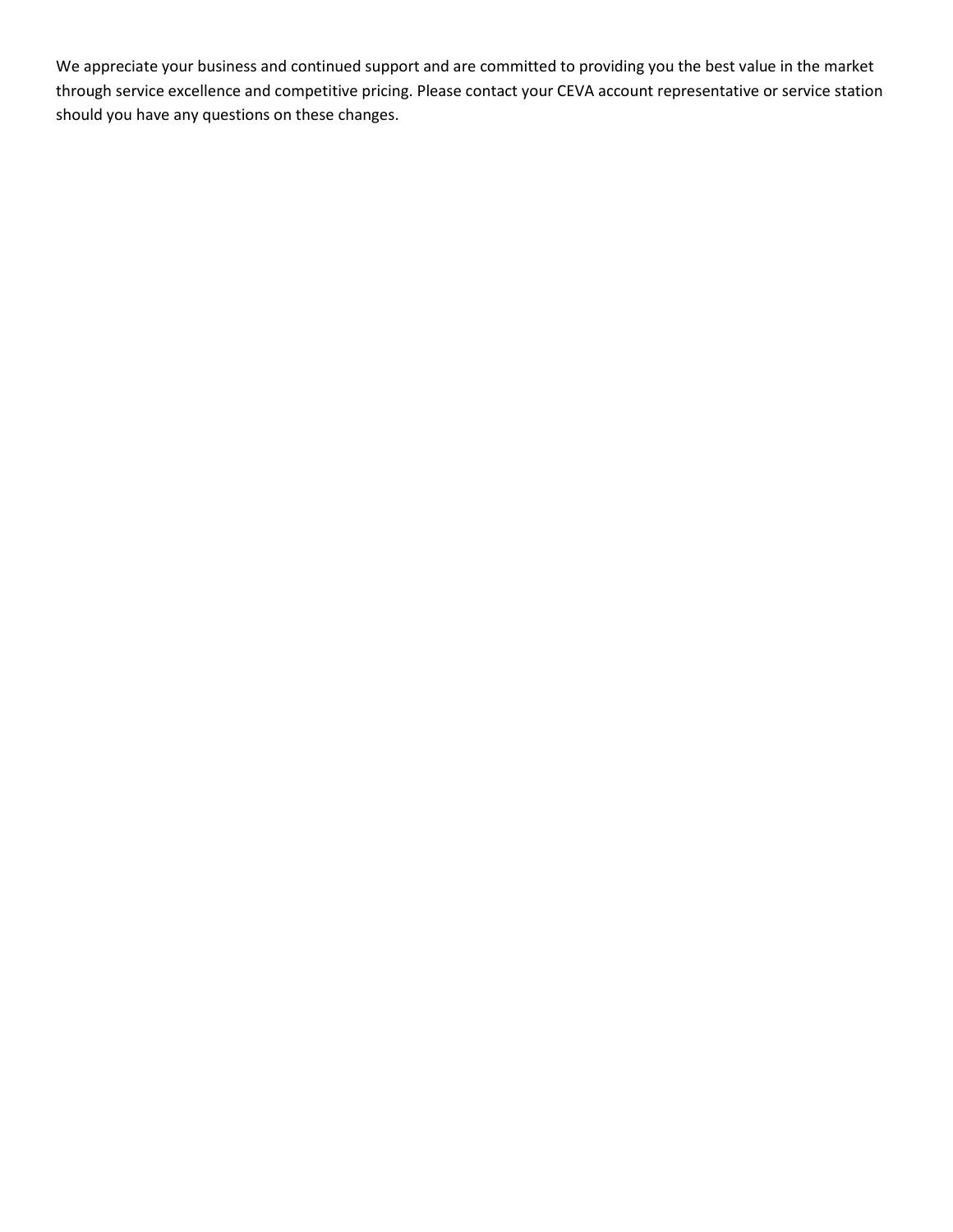We appreciate your business and continued support and are committed to providing you the best value in the market through service excellence and competitive pricing. Please contact your CEVA account representative or service station should you have any questions on these changes.